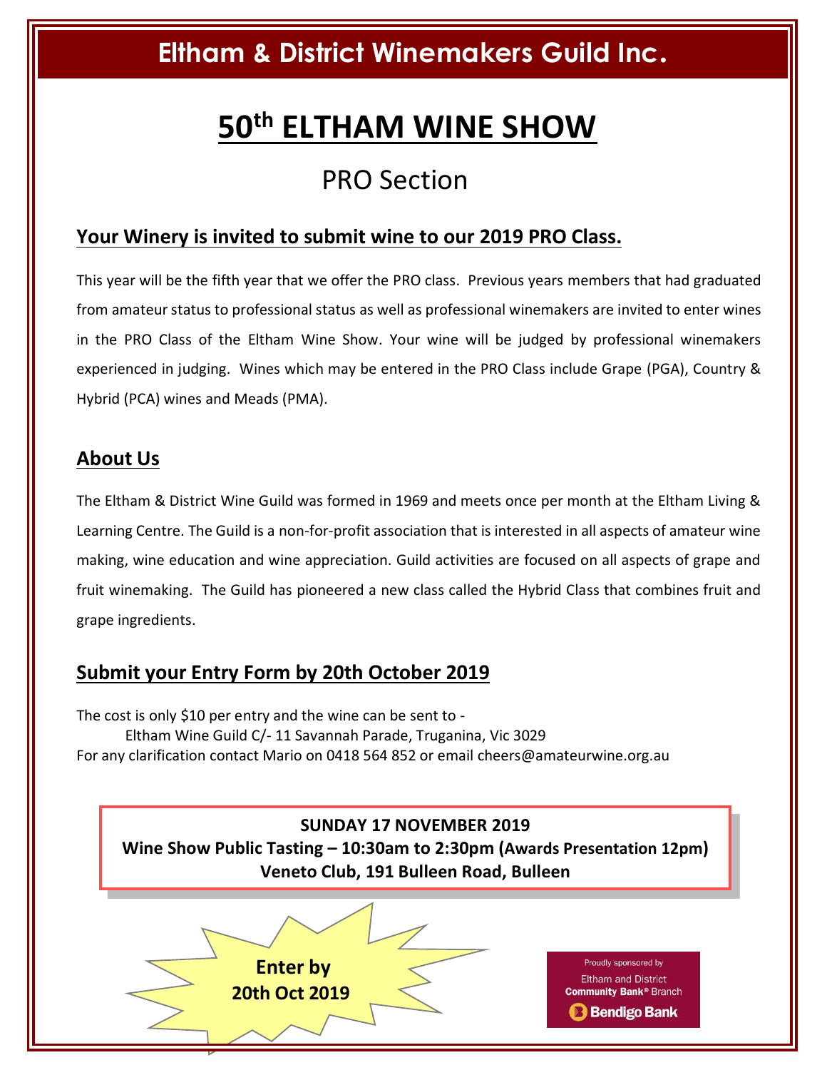# Eltham & District Winemakers Guild Inc.

# 50th ELTHAM WINE SHOW

## PRO Section

### Your Winery is invited to submit wine to our 2019 PRO Class.

This year will be the fifth year that we offer the PRO class. Previous years members that had graduated from amateur status to professional status as well as professional winemakers are invited to enter wines in the PRO Class of the Eltham Wine Show. Your wine will be judged by professional winemakers experienced in judging. Wines which may be entered in the PRO Class include Grape (PGA), Country & Hybrid (PCA) wines and Meads (PMA).

### About Us

The Eltham & District Wine Guild was formed in 1969 and meets once per month at the Eltham Living & Learning Centre. The Guild is a non-for-profit association that is interested in all aspects of amateur wine making, wine education and wine appreciation. Guild activities are focused on all aspects of grape and fruit winemaking. The Guild has pioneered a new class called the Hybrid Class that combines fruit and grape ingredients.

### Submit your Entry Form by 20th October 2019

The cost is only $10 per entry and the wine can be sent to -

Eltham Wine Guild C/- 11 Savannah Parade, Truganina, Vic 3029

For any clarification contact Mario on 0418 564 852 or email cheers@amateurwine.org.au

**SUNDAY 17 NOVEMBER 2019**
**Wine Show Public Tasting – 10:30am to 2:30pm (Awards Presentation 12pm)**
**Veneto Club, 191 Bulleen Road, Bulleen**

**Enter by 20th Oct 2019**

Proudly sponsored by
Eltham and District
**Community Bank® Branch**
**Bendigo Bank**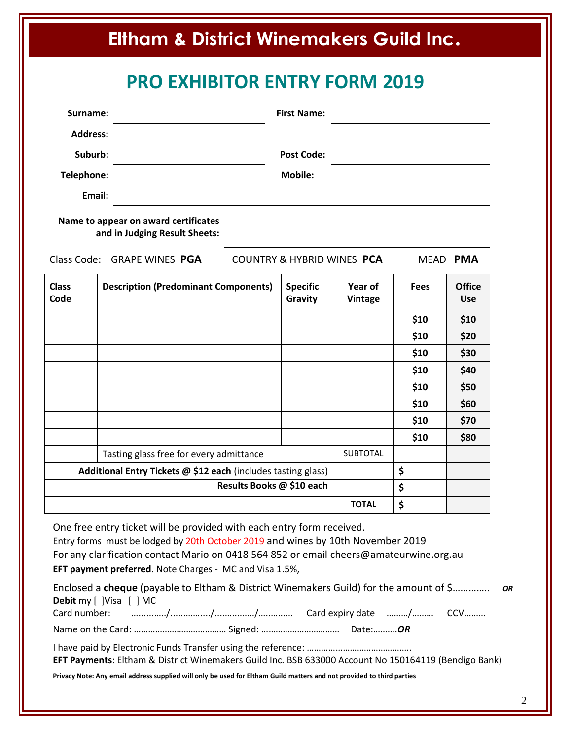# Eltham & District Winemakers Guild Inc.

## PRO EXHIBITOR ENTRY FORM 2019

**Surname:** ______________________ **First Name:** ______________________

**Address:** ____________________________________________

**Suburb:** ______________________ **Post Code:** ______________________

**Telephone:** ______________________ **Mobile:** ______________________

**Email:** ____________________________________________

**Name to appear on award certificates and in Judging Result Sheets:** ______________________

Class Code: GRAPE WINES **PGA** COUNTRY & HYBRID WINES **PCA** MEAD **PMA**

| Class Code | Description (Predominant Components) | Specific Gravity | Year of Vintage | Fees | Office Use |
|---|---|---|---|---|---|
| | | | | $10 | $10 |
| | | | | $10 | $20 |
| | | | | $10 | $30 |
| | | | | $10 | $40 |
| | | | | $10 | $50 |
| | | | | $10 | $60 |
| | | | | $10 | $70 |
| | | | | $10 | $80 |
| | Tasting glass free for every admittance | | SUBTOTAL | | |
| **Additional Entry Tickets @ $12 each** (includes tasting glass) | | | | $ | |
| **Results Books @ $10 each** | | | | $ | |
| | | | **TOTAL** | $ | |

One free entry ticket will be provided with each entry form received.

Entry forms must be lodged by 20th October 2019 and wines by 10th November 2019

For any clarification contact Mario on 0418 564 852 or email cheers@amateurwine.org.au

**EFT payment preferred**. Note Charges - MC and Visa 1.5%,

Enclosed a **cheque** (payable to Eltham & District Winemakers Guild) for the amount of $………….. ***OR***

**Debit** my [ ]Visa [ ] MC

Card number: ….……../…………..../……………./…….…… Card expiry date ………/……… CCV………

Name on the Card: ………………………………… Signed: …………………………… Date:……….***OR***

I have paid by Electronic Funds Transfer using the reference: …………………………………….

**EFT Payments**: Eltham & District Winemakers Guild Inc. BSB 633000 Account No 150164119 (Bendigo Bank)

**Privacy Note: Any email address supplied will only be used for Eltham Guild matters and not provided to third parties**